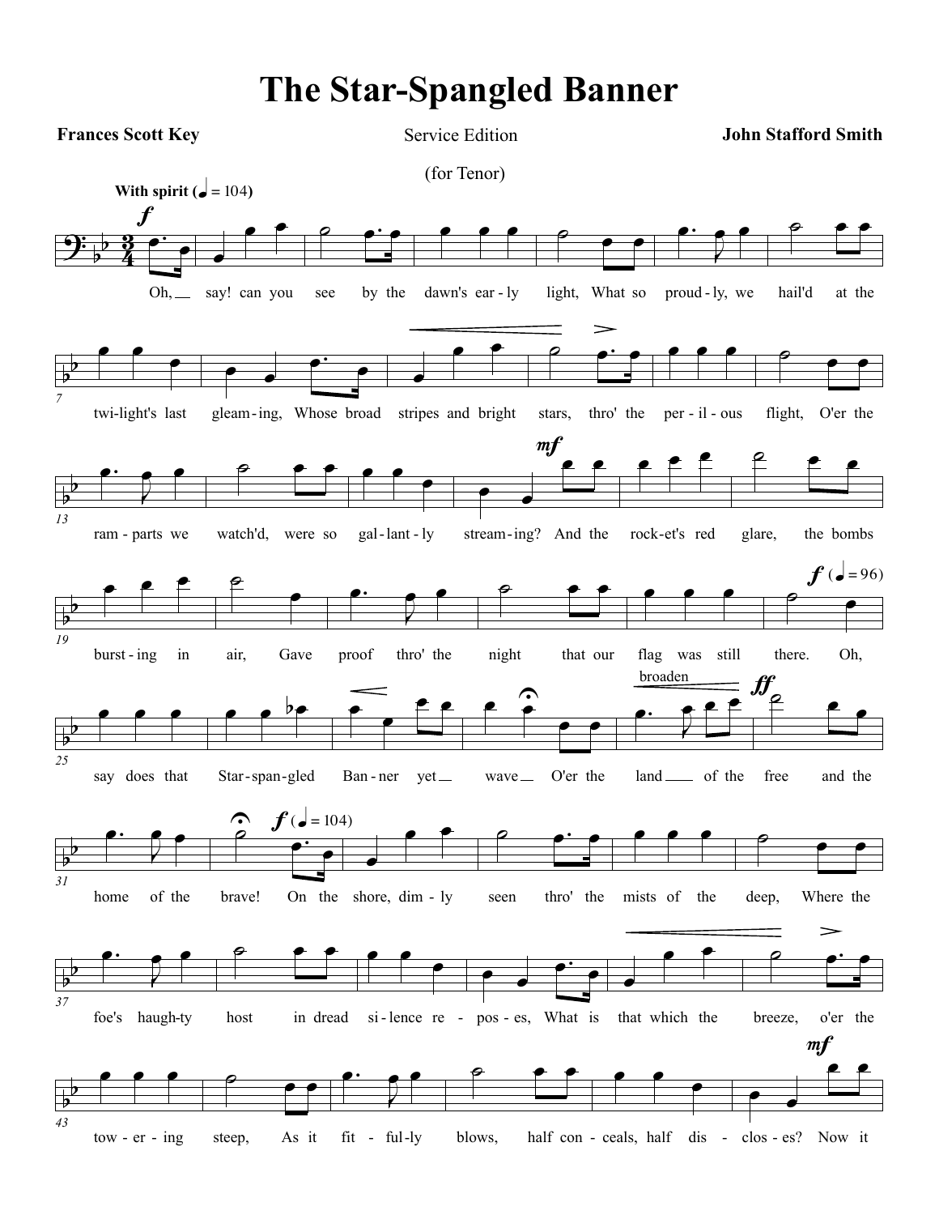# The Star-Spangled Banner

**Frances Scott Key** — Service Edition (for Tenor) — **John Stafford Smith**

**With spirit** (♩ = 104)

*f*

Oh, say! can you see by the dawn's ear-ly light, What so proud-ly, we hail'd at the twi-light's last gleam-ing, Whose broad stripes and bright stars, thro' the per-il-ous flight, O'er the ram-parts we watch'd, were so gal-lant-ly stream-ing? *mf* And the rock-et's red glare, the bombs burst-ing in air, Gave proof thro' the night that our flag was still there. *f* (♩ = 96) Oh, say does that Star-span-gled Ban-ner yet wave O'er the land *broaden* of the *ff* free and the home of the brave!

*f* (♩ = 104)

On the shore, dim-ly seen thro' the mists of the deep, Where the foe's haugh-ty host in dread si-lence re-pos-es, What is that which the breeze, o'er the tow-er-ing steep, As it fit-ful-ly blows, half con-ceals, half dis-clos-es? *mf* Now it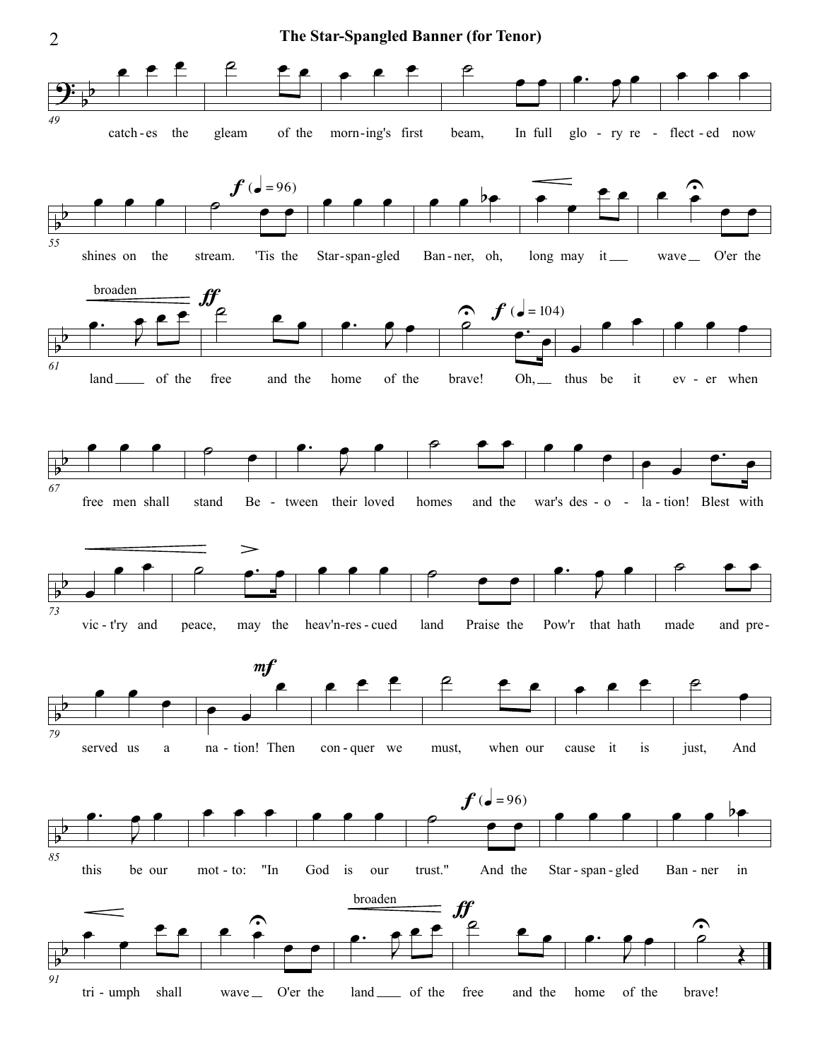catch-es the gleam of the morn-ing's first beam, In full glo - ry re - flect-ed now

shines on the stream. 'Tis the Star-span-gled Ban-ner, oh, long may it wave O'er the

land of the free and the home of the brave! Oh, thus be it ev - er when

free men shall stand Be - tween their loved homes and the war's des - o - la - tion! Blest with

vic - t'ry and peace, may the heav'n-res - cued land Praise the Pow'r that hath made and pre-

served us a na - tion! Then con - quer we must, when our cause it is just, And

this be our mot - to: "In God is our trust." And the Star - span - gled Ban - ner in

tri - umph shall wave O'er the land of the free and the home of the brave!